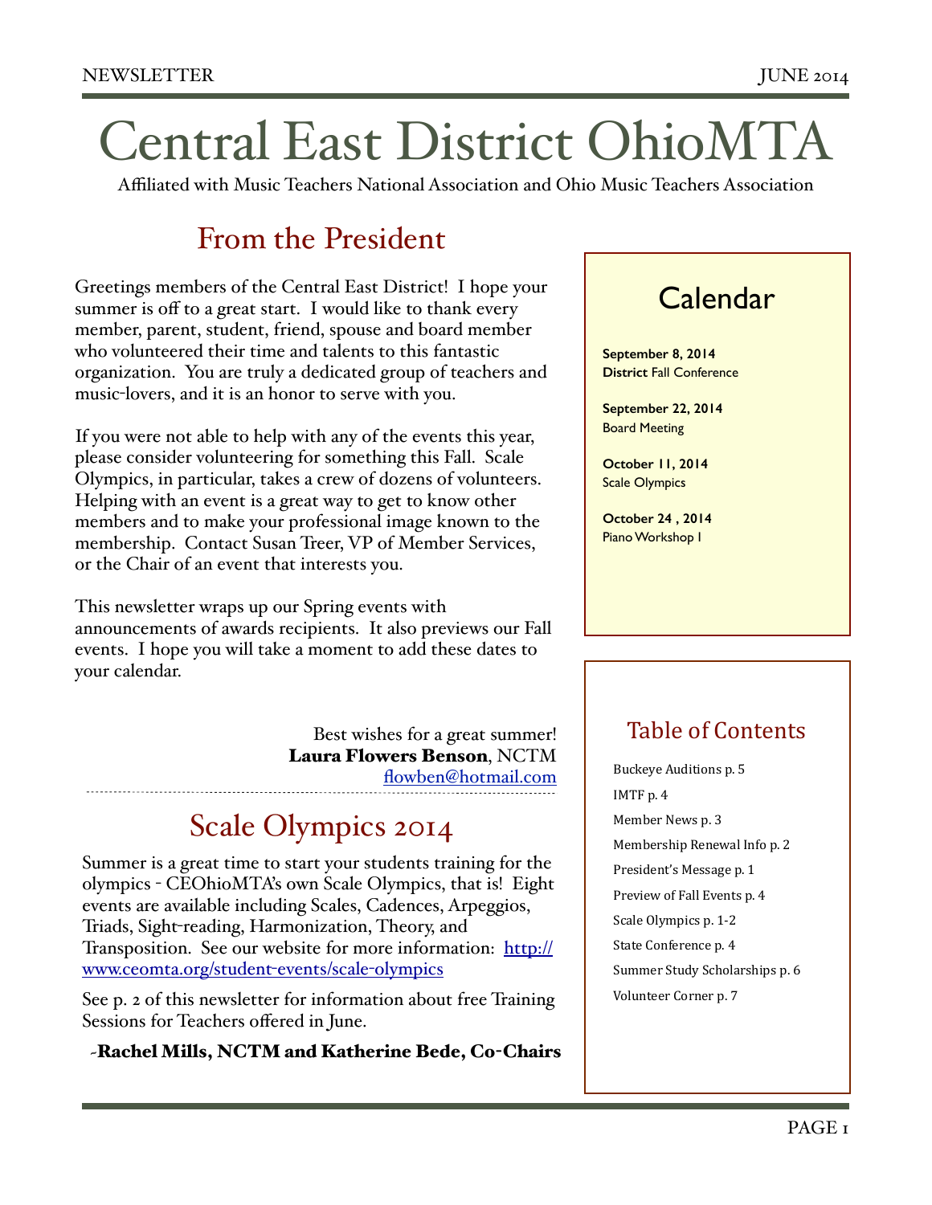# Central East District OhioMTA

Affiliated with Music Teachers National Association and Ohio Music Teachers Association

## From the President

Greetings members of the Central East District! I hope your summer is off to a great start. I would like to thank every member, parent, student, friend, spouse and board member who volunteered their time and talents to this fantastic organization. You are truly a dedicated group of teachers and music-lovers, and it is an honor to serve with you.

If you were not able to help with any of the events this year, please consider volunteering for something this Fall. Scale Olympics, in particular, takes a crew of dozens of volunteers. Helping with an event is a great way to get to know other members and to make your professional image known to the membership. Contact Susan Treer, VP of Member Services, or the Chair of an event that interests you.

This newsletter wraps up our Spring events with announcements of awards recipients. It also previews our Fall events. I hope you will take a moment to add these dates to your calendar.

Best wishes for a great summer!
**Laura Flowers Benson**, NCTM
flowben@hotmail.com

## Scale Olympics 2014

Summer is a great time to start your students training for the olympics - CEOhioMTA's own Scale Olympics, that is! Eight events are available including Scales, Cadences, Arpeggios, Triads, Sight-reading, Harmonization, Theory, and Transposition. See our website for more information: http://www.ceomta.org/student-events/scale-olympics

See p. 2 of this newsletter for information about free Training Sessions for Teachers offered in June.

**-Rachel Mills, NCTM and Katherine Bede, Co-Chairs**

## Calendar

**September 8, 2014**
**District** Fall Conference

**September 22, 2014**
Board Meeting

**October 11, 2014**
Scale Olympics

**October 24 , 2014**
Piano Workshop I

## Table of Contents

- Buckeye Auditions p. 5
- IMTF p. 4
- Member News p. 3
- Membership Renewal Info p. 2
- President's Message p. 1
- Preview of Fall Events p. 4
- Scale Olympics p. 1-2
- State Conference p. 4
- Summer Study Scholarships p. 6
- Volunteer Corner p. 7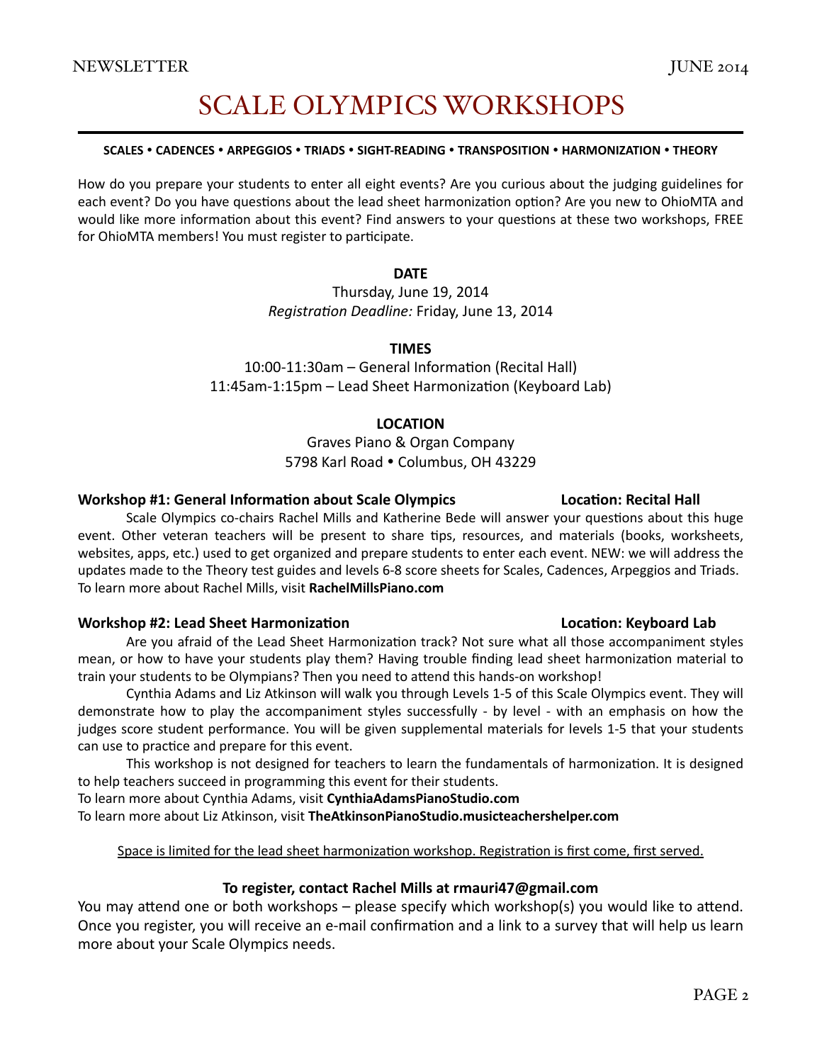# SCALE OLYMPICS WORKSHOPS

**SCALES • CADENCES • ARPEGGIOS • TRIADS • SIGHT-READING • TRANSPOSITION • HARMONIZATION • THEORY**

How do you prepare your students to enter all eight events? Are you curious about the judging guidelines for each event? Do you have questions about the lead sheet harmonization option? Are you new to OhioMTA and would like more information about this event? Find answers to your questions at these two workshops, FREE for OhioMTA members! You must register to participate.

**DATE**

Thursday, June 19, 2014
*Registration Deadline:* Friday, June 13, 2014

**TIMES**

10:00-11:30am – General Information (Recital Hall)
11:45am-1:15pm – Lead Sheet Harmonization (Keyboard Lab)

**LOCATION**

Graves Piano & Organ Company
5798 Karl Road • Columbus, OH 43229

**Workshop #1: General Information about Scale Olympics** **Location: Recital Hall**

Scale Olympics co-chairs Rachel Mills and Katherine Bede will answer your questions about this huge event. Other veteran teachers will be present to share tips, resources, and materials (books, worksheets, websites, apps, etc.) used to get organized and prepare students to enter each event. NEW: we will address the updates made to the Theory test guides and levels 6-8 score sheets for Scales, Cadences, Arpeggios and Triads. To learn more about Rachel Mills, visit **RachelMillsPiano.com**

**Workshop #2: Lead Sheet Harmonization** **Location: Keyboard Lab**

Are you afraid of the Lead Sheet Harmonization track? Not sure what all those accompaniment styles mean, or how to have your students play them? Having trouble finding lead sheet harmonization material to train your students to be Olympians? Then you need to attend this hands-on workshop!

Cynthia Adams and Liz Atkinson will walk you through Levels 1-5 of this Scale Olympics event. They will demonstrate how to play the accompaniment styles successfully - by level - with an emphasis on how the judges score student performance. You will be given supplemental materials for levels 1-5 that your students can use to practice and prepare for this event.

This workshop is not designed for teachers to learn the fundamentals of harmonization. It is designed to help teachers succeed in programming this event for their students.

To learn more about Cynthia Adams, visit **CynthiaAdamsPianoStudio.com**
To learn more about Liz Atkinson, visit **TheAtkinsonPianoStudio.musicteachershelper.com**

<u>Space is limited for the lead sheet harmonization workshop. Registration is first come, first served.</u>

**To register, contact Rachel Mills at rmauri47@gmail.com**

You may attend one or both workshops – please specify which workshop(s) you would like to attend. Once you register, you will receive an e-mail confirmation and a link to a survey that will help us learn more about your Scale Olympics needs.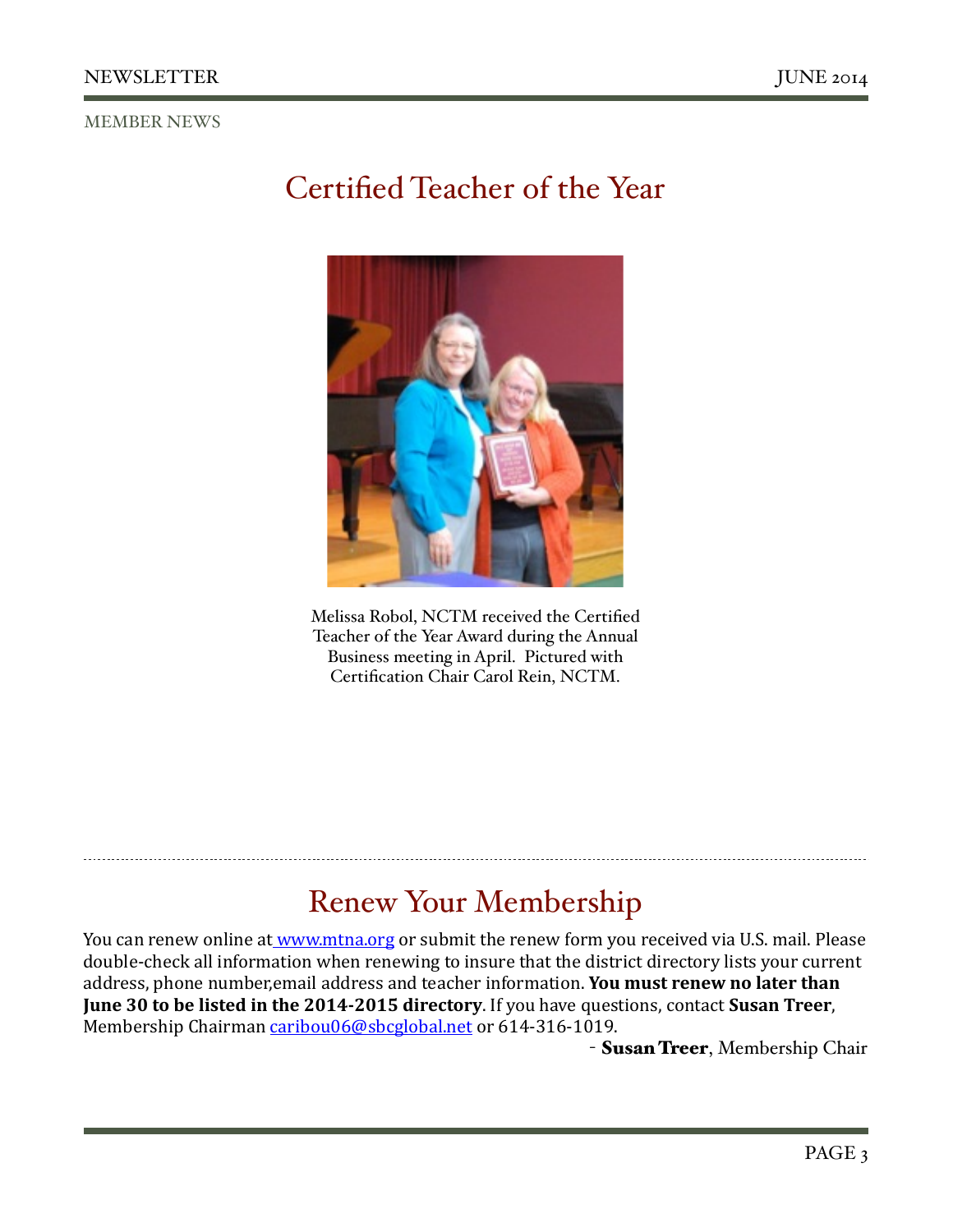MEMBER NEWS

# Certified Teacher of the Year

Melissa Robol, NCTM received the Certified Teacher of the Year Award during the Annual Business meeting in April. Pictured with Certification Chair Carol Rein, NCTM.

---

# Renew Your Membership

You can renew online at [www.mtna.org](http://www.mtna.org) or submit the renew form you received via U.S. mail. Please double-check all information when renewing to insure that the district directory lists your current address, phone number,email address and teacher information. **You must renew no later than June 30 to be listed in the 2014-2015 directory**. If you have questions, contact **Susan Treer**, Membership Chairman [caribou06@sbcglobal.net](mailto:caribou06@sbcglobal.net) or 614-316-1019.

\- **Susan Treer**, Membership Chair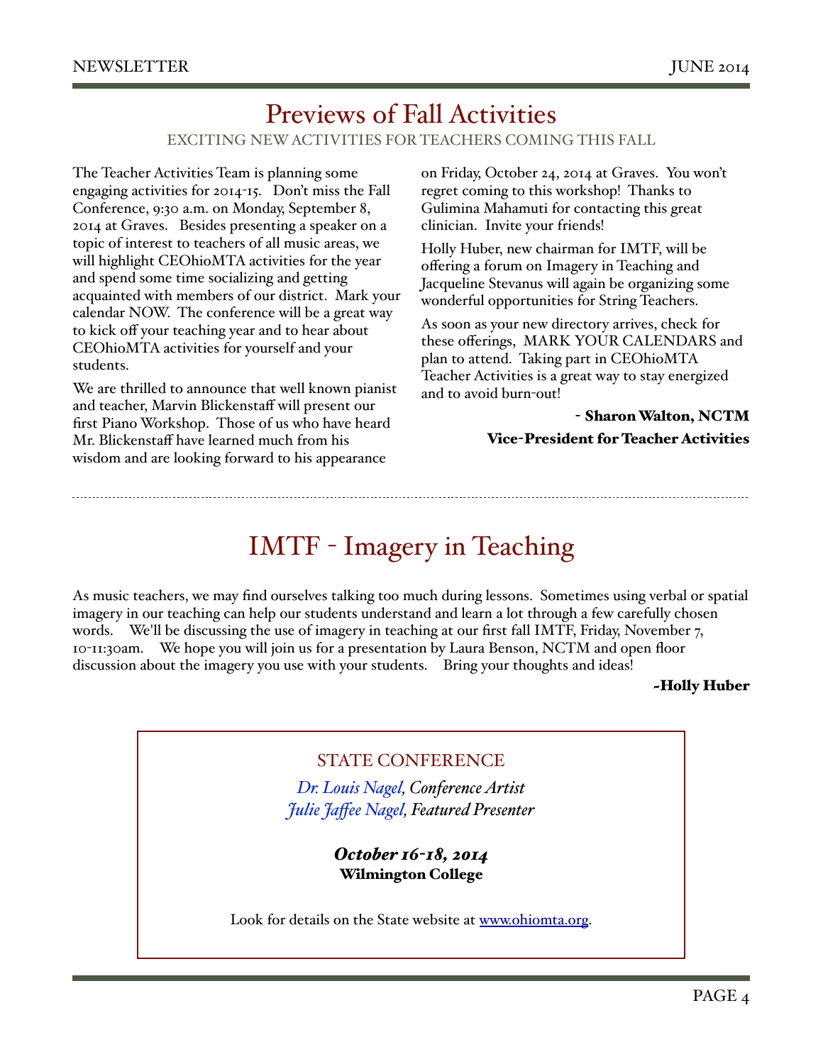## Previews of Fall Activities

EXCITING NEW ACTIVITIES FOR TEACHERS COMING THIS FALL

The Teacher Activities Team is planning some engaging activities for 2014-15. Don't miss the Fall Conference, 9:30 a.m. on Monday, September 8, 2014 at Graves. Besides presenting a speaker on a topic of interest to teachers of all music areas, we will highlight CEOhioMTA activities for the year and spend some time socializing and getting acquainted with members of our district. Mark your calendar NOW. The conference will be a great way to kick off your teaching year and to hear about CEOhioMTA activities for yourself and your students.

We are thrilled to announce that well known pianist and teacher, Marvin Blickenstaff will present our first Piano Workshop. Those of us who have heard Mr. Blickenstaff have learned much from his wisdom and are looking forward to his appearance on Friday, October 24, 2014 at Graves. You won't regret coming to this workshop! Thanks to Gulimina Mahamuti for contacting this great clinician. Invite your friends!

Holly Huber, new chairman for IMTF, will be offering a forum on Imagery in Teaching and Jacqueline Stevanus will again be organizing some wonderful opportunities for String Teachers.

As soon as your new directory arrives, check for these offerings, MARK YOUR CALENDARS and plan to attend. Taking part in CEOhioMTA Teacher Activities is a great way to stay energized and to avoid burn-out!

**- Sharon Walton, NCTM**
**Vice-President for Teacher Activities**

---

## IMTF - Imagery in Teaching

As music teachers, we may find ourselves talking too much during lessons. Sometimes using verbal or spatial imagery in our teaching can help our students understand and learn a lot through a few carefully chosen words. We'll be discussing the use of imagery in teaching at our first fall IMTF, Friday, November 7, 10-11:30am. We hope you will join us for a presentation by Laura Benson, NCTM and open floor discussion about the imagery you use with your students. Bring your thoughts and ideas!

**~Holly Huber**

### STATE CONFERENCE

*Dr. Louis Nagel, Conference Artist*
*Julie Jaffee Nagel, Featured Presenter*

***October 16-18, 2014***
**Wilmington College**

Look for details on the State website at www.ohiomta.org.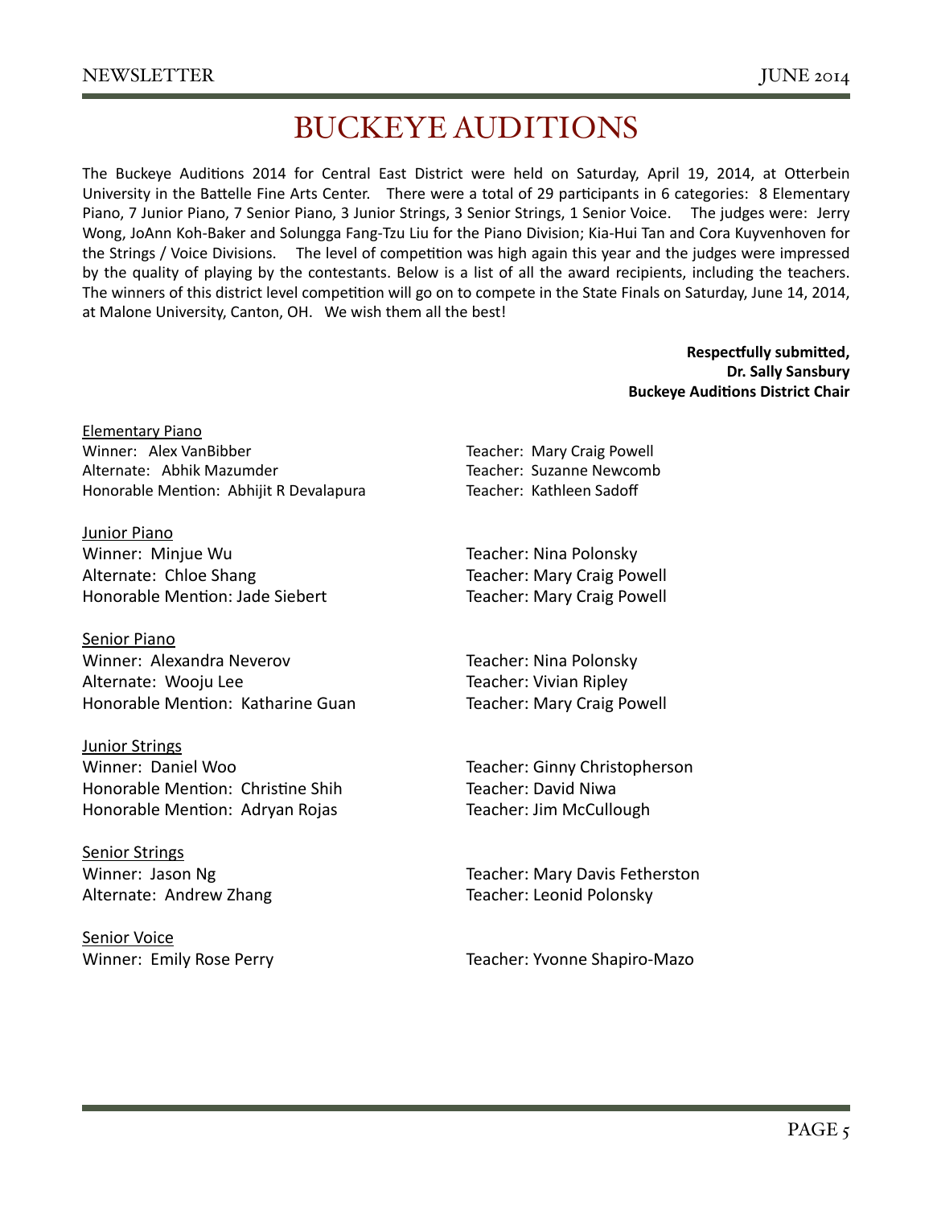# BUCKEYE AUDITIONS

The Buckeye Auditions 2014 for Central East District were held on Saturday, April 19, 2014, at Otterbein University in the Battelle Fine Arts Center. There were a total of 29 participants in 6 categories: 8 Elementary Piano, 7 Junior Piano, 7 Senior Piano, 3 Junior Strings, 3 Senior Strings, 1 Senior Voice. The judges were: Jerry Wong, JoAnn Koh-Baker and Solungga Fang-Tzu Liu for the Piano Division; Kia-Hui Tan and Cora Kuyvenhoven for the Strings / Voice Divisions. The level of competition was high again this year and the judges were impressed by the quality of playing by the contestants. Below is a list of all the award recipients, including the teachers. The winners of this district level competition will go on to compete in the State Finals on Saturday, June 14, 2014, at Malone University, Canton, OH. We wish them all the best!

**Respectfully submitted,**
**Dr. Sally Sansbury**
**Buckeye Auditions District Chair**

<u>Elementary Piano</u>
Winner: Alex VanBibber — Teacher: Mary Craig Powell
Alternate: Abhik Mazumder — Teacher: Suzanne Newcomb
Honorable Mention: Abhijit R Devalapura — Teacher: Kathleen Sadoff

<u>Junior Piano</u>
Winner: Minjue Wu — Teacher: Nina Polonsky
Alternate: Chloe Shang — Teacher: Mary Craig Powell
Honorable Mention: Jade Siebert — Teacher: Mary Craig Powell

<u>Senior Piano</u>
Winner: Alexandra Neverov — Teacher: Nina Polonsky
Alternate: Wooju Lee — Teacher: Vivian Ripley
Honorable Mention: Katharine Guan — Teacher: Mary Craig Powell

<u>Junior Strings</u>
Winner: Daniel Woo — Teacher: Ginny Christopherson
Honorable Mention: Christine Shih — Teacher: David Niwa
Honorable Mention: Adryan Rojas — Teacher: Jim McCullough

<u>Senior Strings</u>
Winner: Jason Ng — Teacher: Mary Davis Fetherston
Alternate: Andrew Zhang — Teacher: Leonid Polonsky

<u>Senior Voice</u>
Winner: Emily Rose Perry — Teacher: Yvonne Shapiro-Mazo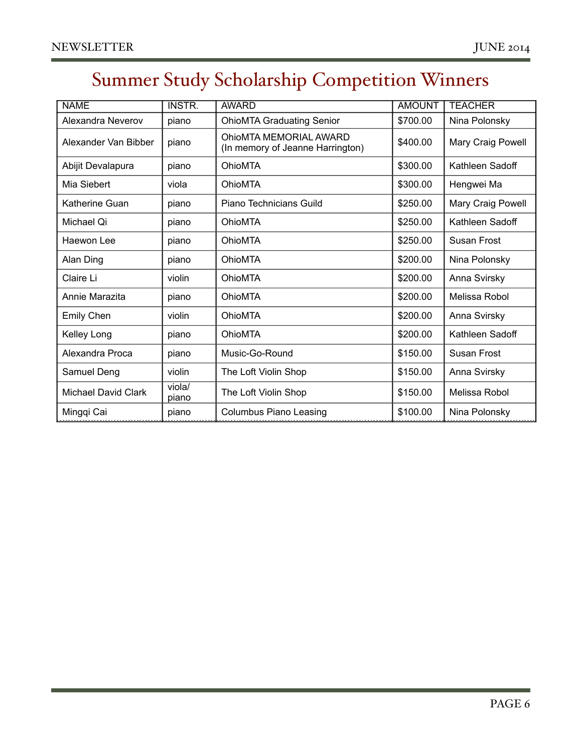# Summer Study Scholarship Competition Winners

| NAME | INSTR. | AWARD | AMOUNT | TEACHER |
| --- | --- | --- | --- | --- |
| Alexandra Neverov | piano | OhioMTA Graduating Senior | $700.00 | Nina Polonsky |
| Alexander Van Bibber | piano | OhioMTA MEMORIAL AWARD (In memory of Jeanne Harrington) | $400.00 | Mary Craig Powell |
| Abijit Devalapura | piano | OhioMTA | $300.00 | Kathleen Sadoff |
| Mia Siebert | viola | OhioMTA | $300.00 | Hengwei Ma |
| Katherine Guan | piano | Piano Technicians Guild | $250.00 | Mary Craig Powell |
| Michael Qi | piano | OhioMTA | $250.00 | Kathleen Sadoff |
| Haewon Lee | piano | OhioMTA | $250.00 | Susan Frost |
| Alan Ding | piano | OhioMTA | $200.00 | Nina Polonsky |
| Claire Li | violin | OhioMTA | $200.00 | Anna Svirsky |
| Annie Marazita | piano | OhioMTA | $200.00 | Melissa Robol |
| Emily Chen | violin | OhioMTA | $200.00 | Anna Svirsky |
| Kelley Long | piano | OhioMTA | $200.00 | Kathleen Sadoff |
| Alexandra Proca | piano | Music-Go-Round | $150.00 | Susan Frost |
| Samuel Deng | violin | The Loft Violin Shop | $150.00 | Anna Svirsky |
| Michael David Clark | viola/ piano | The Loft Violin Shop | $150.00 | Melissa Robol |
| Mingqi Cai | piano | Columbus Piano Leasing | $100.00 | Nina Polonsky |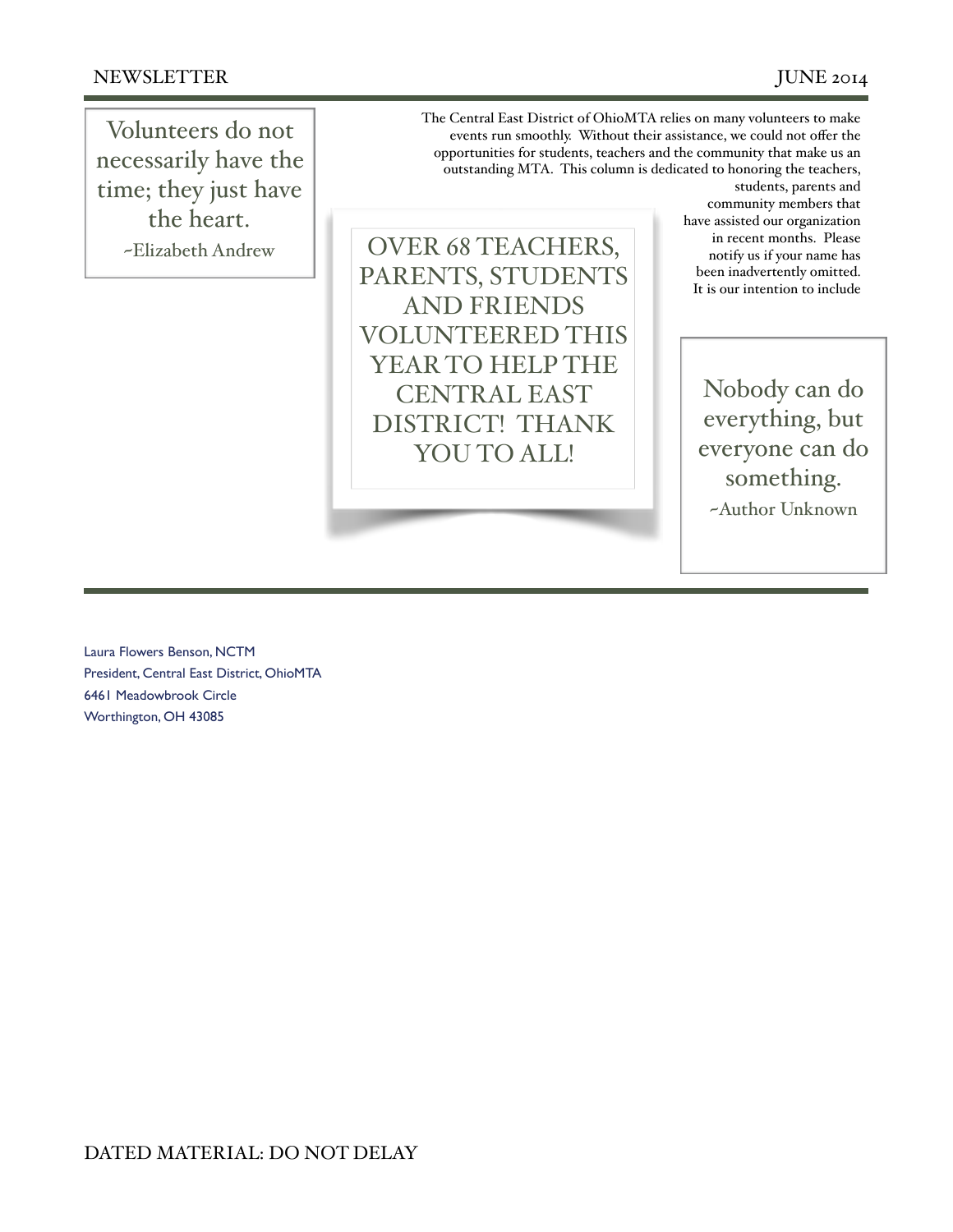> Volunteers do not necessarily have the time; they just have the heart.
>
> ~Elizabeth Andrew

The Central East District of OhioMTA relies on many volunteers to make events run smoothly. Without their assistance, we could not offer the opportunities for students, teachers and the community that make us an outstanding MTA. This column is dedicated to honoring the teachers, students, parents and community members that have assisted our organization in recent months. Please notify us if your name has been inadvertently omitted. It is our intention to include

**OVER 68 TEACHERS, PARENTS, STUDENTS AND FRIENDS VOLUNTEERED THIS YEAR TO HELP THE CENTRAL EAST DISTRICT! THANK YOU TO ALL!**

> Nobody can do everything, but everyone can do something.
>
> ~Author Unknown

Laura Flowers Benson, NCTM
President, Central East District, OhioMTA
6461 Meadowbrook Circle
Worthington, OH 43085

DATED MATERIAL: DO NOT DELAY